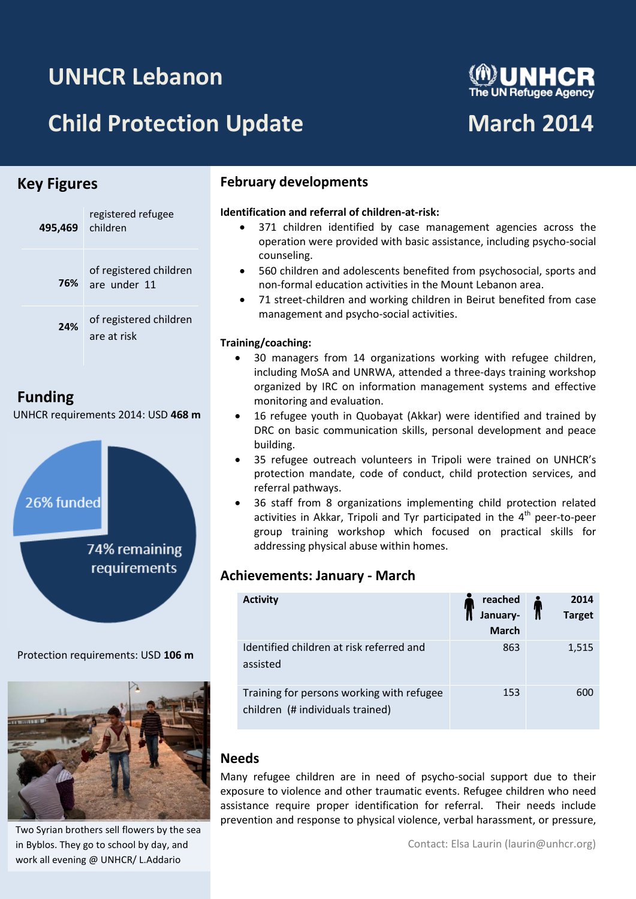# UNHCR Lebanon

# Child Protection Update

UNHCR The UN Refugee Agency

March 2014

## Key Figures

| | |
|---|---|
| 495,469 | registered refugee children |
| 76% | of registered children are under 11 |
| 24% | of registered children are at risk |

## Funding

UNHCR requirements 2014: USD **468 m**

26% funded

74% remaining requirements

Protection requirements: USD **106 m**

Two Syrian brothers sell flowers by the sea in Byblos. They go to school by day, and work all evening @ UNHCR/ L.Addario

## February developments

**Identification and referral of children-at-risk:**

- 371 children identified by case management agencies across the operation were provided with basic assistance, including psycho-social counseling.
- 560 children and adolescents benefited from psychosocial, sports and non-formal education activities in the Mount Lebanon area.
- 71 street-children and working children in Beirut benefited from case management and psycho-social activities.

**Training/coaching:**

- 30 managers from 14 organizations working with refugee children, including MoSA and UNRWA, attended a three-days training workshop organized by IRC on information management systems and effective monitoring and evaluation.
- 16 refugee youth in Quobayat (Akkar) were identified and trained by DRC on basic communication skills, personal development and peace building.
- 35 refugee outreach volunteers in Tripoli were trained on UNHCR's protection mandate, code of conduct, child protection services, and referral pathways.
- 36 staff from 8 organizations implementing child protection related activities in Akkar, Tripoli and Tyr participated in the 4th peer-to-peer group training workshop which focused on practical skills for addressing physical abuse within homes.

## Achievements: January - March

| Activity | reached January-March | 2014 Target |
|---|---|---|
| Identified children at risk referred and assisted | 863 | 1,515 |
| Training for persons working with refugee children (# individuals trained) | 153 | 600 |

## Needs

Many refugee children are in need of psycho-social support due to their exposure to violence and other traumatic events. Refugee children who need assistance require proper identification for referral. Their needs include prevention and response to physical violence, verbal harassment, or pressure,

Contact: Elsa Laurin (laurin@unhcr.org)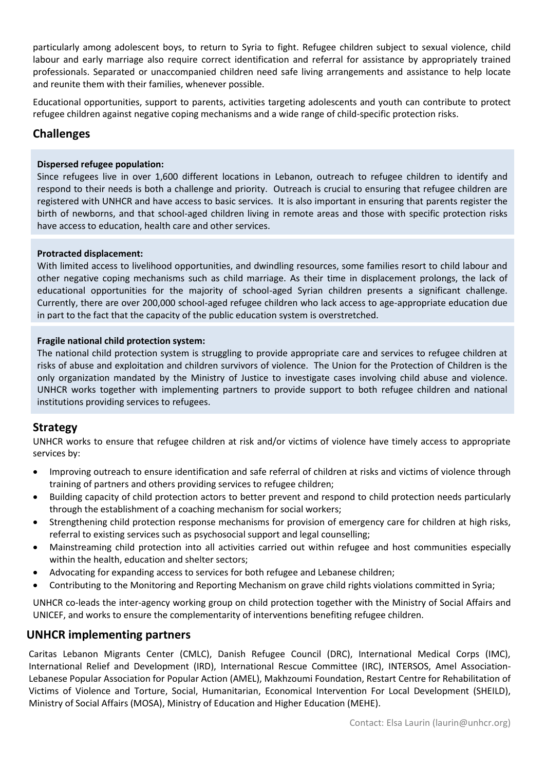particularly among adolescent boys, to return to Syria to fight. Refugee children subject to sexual violence, child labour and early marriage also require correct identification and referral for assistance by appropriately trained professionals. Separated or unaccompanied children need safe living arrangements and assistance to help locate and reunite them with their families, whenever possible.

Educational opportunities, support to parents, activities targeting adolescents and youth can contribute to protect refugee children against negative coping mechanisms and a wide range of child-specific protection risks.

## Challenges

**Dispersed refugee population:**

Since refugees live in over 1,600 different locations in Lebanon, outreach to refugee children to identify and respond to their needs is both a challenge and priority. Outreach is crucial to ensuring that refugee children are registered with UNHCR and have access to basic services. It is also important in ensuring that parents register the birth of newborns, and that school-aged children living in remote areas and those with specific protection risks have access to education, health care and other services.

**Protracted displacement:**

With limited access to livelihood opportunities, and dwindling resources, some families resort to child labour and other negative coping mechanisms such as child marriage. As their time in displacement prolongs, the lack of educational opportunities for the majority of school-aged Syrian children presents a significant challenge. Currently, there are over 200,000 school-aged refugee children who lack access to age-appropriate education due in part to the fact that the capacity of the public education system is overstretched.

**Fragile national child protection system:**

The national child protection system is struggling to provide appropriate care and services to refugee children at risks of abuse and exploitation and children survivors of violence. The Union for the Protection of Children is the only organization mandated by the Ministry of Justice to investigate cases involving child abuse and violence. UNHCR works together with implementing partners to provide support to both refugee children and national institutions providing services to refugees.

## Strategy

UNHCR works to ensure that refugee children at risk and/or victims of violence have timely access to appropriate services by:

- Improving outreach to ensure identification and safe referral of children at risks and victims of violence through training of partners and others providing services to refugee children;
- Building capacity of child protection actors to better prevent and respond to child protection needs particularly through the establishment of a coaching mechanism for social workers;
- Strengthening child protection response mechanisms for provision of emergency care for children at high risks, referral to existing services such as psychosocial support and legal counselling;
- Mainstreaming child protection into all activities carried out within refugee and host communities especially within the health, education and shelter sectors;
- Advocating for expanding access to services for both refugee and Lebanese children;
- Contributing to the Monitoring and Reporting Mechanism on grave child rights violations committed in Syria;

UNHCR co-leads the inter-agency working group on child protection together with the Ministry of Social Affairs and UNICEF, and works to ensure the complementarity of interventions benefiting refugee children.

## UNHCR implementing partners

Caritas Lebanon Migrants Center (CMLC), Danish Refugee Council (DRC), International Medical Corps (IMC), International Relief and Development (IRD), International Rescue Committee (IRC), INTERSOS, Amel Association-Lebanese Popular Association for Popular Action (AMEL), Makhzoumi Foundation, Restart Centre for Rehabilitation of Victims of Violence and Torture, Social, Humanitarian, Economical Intervention For Local Development (SHEILD), Ministry of Social Affairs (MOSA), Ministry of Education and Higher Education (MEHE).

Contact: Elsa Laurin (laurin@unhcr.org)